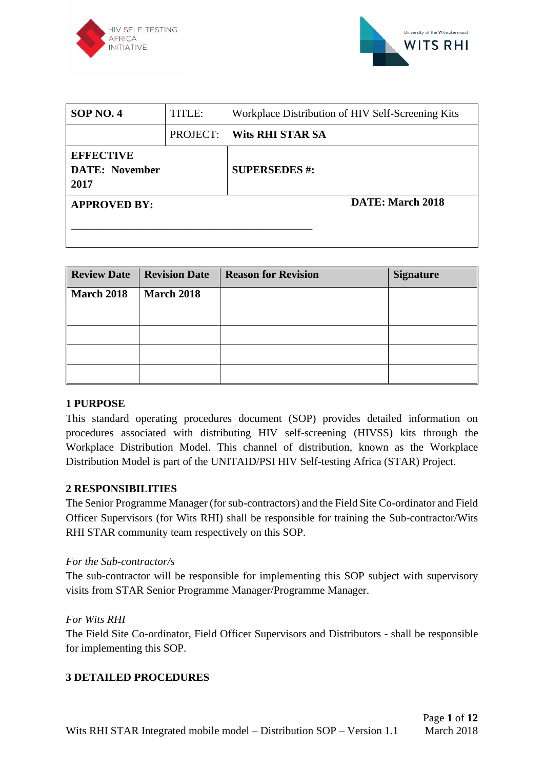| SOP NO. 4 | TITLE: | Workplace Distribution of HIV Self-Screening Kits |
|---|---|---|
| | PROJECT: | **Wits RHI STAR SA** |
| **EFFECTIVE DATE: November 2017** | | **SUPERSEDES #:** |
| **APPROVED BY:** ______________________________________ | | **DATE: March 2018** |

| Review Date | Revision Date | Reason for Revision | Signature |
|---|---|---|---|
| **March 2018** | **March 2018** | | |
| | | | |
| | | | |
| | | | |

## 1 PURPOSE

This standard operating procedures document (SOP) provides detailed information on procedures associated with distributing HIV self-screening (HIVSS) kits through the Workplace Distribution Model. This channel of distribution, known as the Workplace Distribution Model is part of the UNITAID/PSI HIV Self-testing Africa (STAR) Project.

## 2 RESPONSIBILITIES

The Senior Programme Manager (for sub-contractors) and the Field Site Co-ordinator and Field Officer Supervisors (for Wits RHI) shall be responsible for training the Sub-contractor/Wits RHI STAR community team respectively on this SOP.

*For the Sub-contractor/s*

The sub-contractor will be responsible for implementing this SOP subject with supervisory visits from STAR Senior Programme Manager/Programme Manager.

*For Wits RHI*

The Field Site Co-ordinator, Field Officer Supervisors and Distributors - shall be responsible for implementing this SOP.

## 3 DETAILED PROCEDURES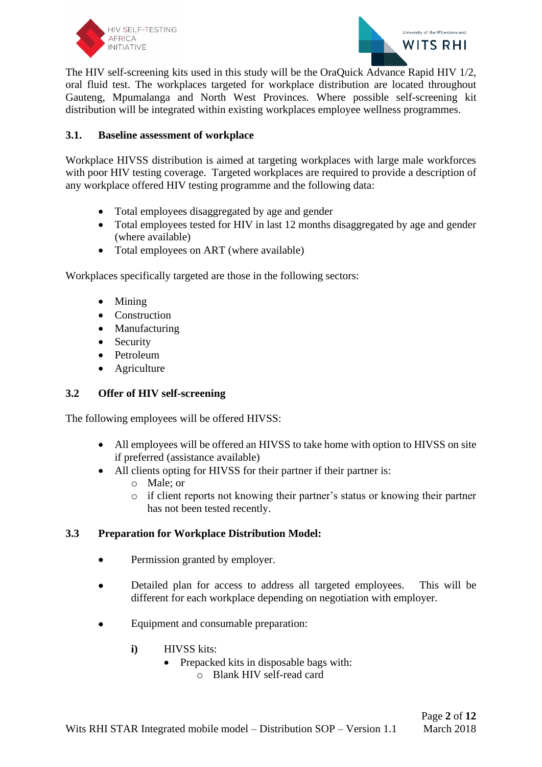The HIV self-screening kits used in this study will be the OraQuick Advance Rapid HIV 1/2, oral fluid test. The workplaces targeted for workplace distribution are located throughout Gauteng, Mpumalanga and North West Provinces. Where possible self-screening kit distribution will be integrated within existing workplaces employee wellness programmes.

### 3.1. Baseline assessment of workplace

Workplace HIVSS distribution is aimed at targeting workplaces with large male workforces with poor HIV testing coverage. Targeted workplaces are required to provide a description of any workplace offered HIV testing programme and the following data:

- Total employees disaggregated by age and gender
- Total employees tested for HIV in last 12 months disaggregated by age and gender (where available)
- Total employees on ART (where available)

Workplaces specifically targeted are those in the following sectors:

- Mining
- Construction
- Manufacturing
- Security
- Petroleum
- Agriculture

### 3.2 Offer of HIV self-screening

The following employees will be offered HIVSS:

- All employees will be offered an HIVSS to take home with option to HIVSS on site if preferred (assistance available)
- All clients opting for HIVSS for their partner if their partner is:
  - Male; or
  - if client reports not knowing their partner's status or knowing their partner has not been tested recently.

### 3.3 Preparation for Workplace Distribution Model:

- Permission granted by employer.
- Detailed plan for access to address all targeted employees. This will be different for each workplace depending on negotiation with employer.
- Equipment and consumable preparation:

  **i)** HIVSS kits:
  - Prepacked kits in disposable bags with:
    - Blank HIV self-read card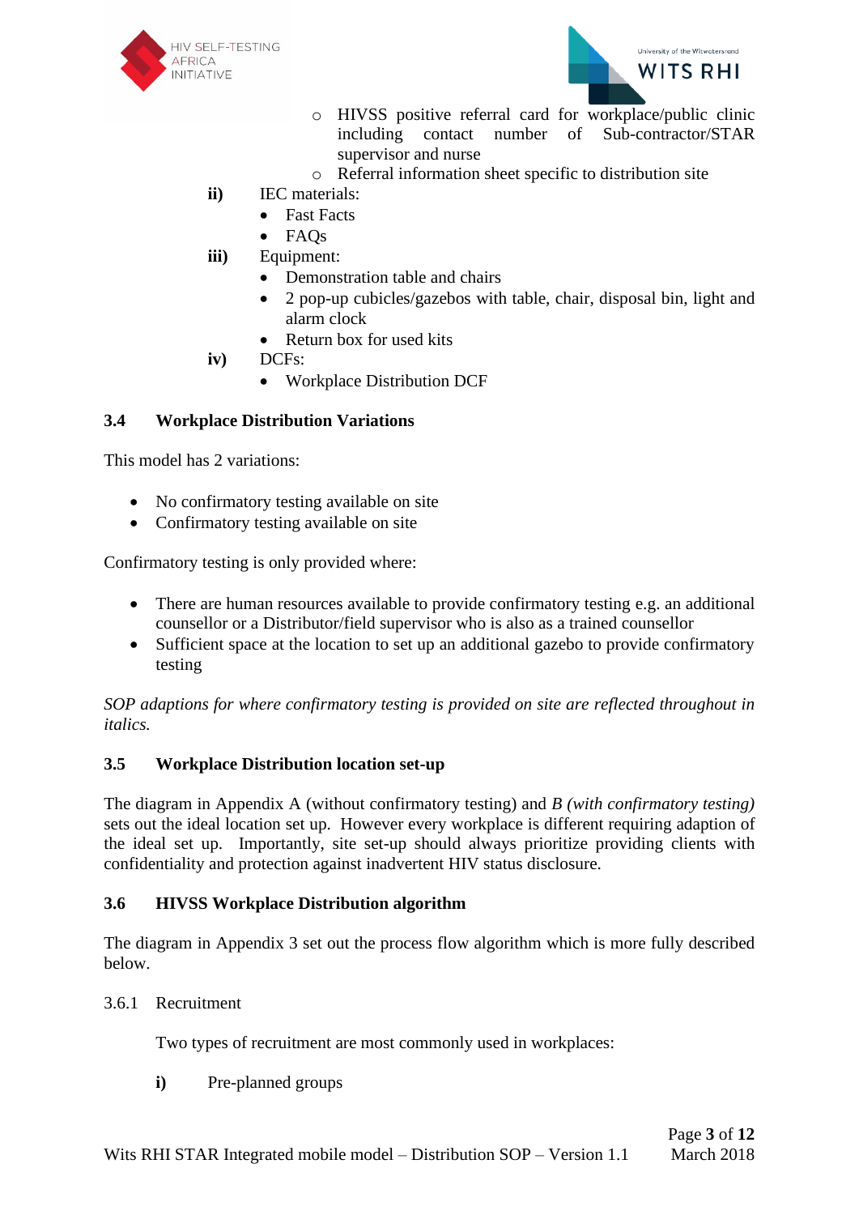- HIVSS positive referral card for workplace/public clinic including contact number of Sub-contractor/STAR supervisor and nurse
  - Referral information sheet specific to distribution site

**ii)** IEC materials:

- Fast Facts
- FAQs

**iii)** Equipment:

- Demonstration table and chairs
- 2 pop-up cubicles/gazebos with table, chair, disposal bin, light and alarm clock
- Return box for used kits

**iv)** DCFs:

- Workplace Distribution DCF

### 3.4 Workplace Distribution Variations

This model has 2 variations:

- No confirmatory testing available on site
- Confirmatory testing available on site

Confirmatory testing is only provided where:

- There are human resources available to provide confirmatory testing e.g. an additional counsellor or a Distributor/field supervisor who is also as a trained counsellor
- Sufficient space at the location to set up an additional gazebo to provide confirmatory testing

*SOP adaptions for where confirmatory testing is provided on site are reflected throughout in italics.*

### 3.5 Workplace Distribution location set-up

The diagram in Appendix A (without confirmatory testing) and *B (with confirmatory testing)* sets out the ideal location set up. However every workplace is different requiring adaption of the ideal set up. Importantly, site set-up should always prioritize providing clients with confidentiality and protection against inadvertent HIV status disclosure.

### 3.6 HIVSS Workplace Distribution algorithm

The diagram in Appendix 3 set out the process flow algorithm which is more fully described below.

3.6.1 Recruitment

Two types of recruitment are most commonly used in workplaces:

**i)** Pre-planned groups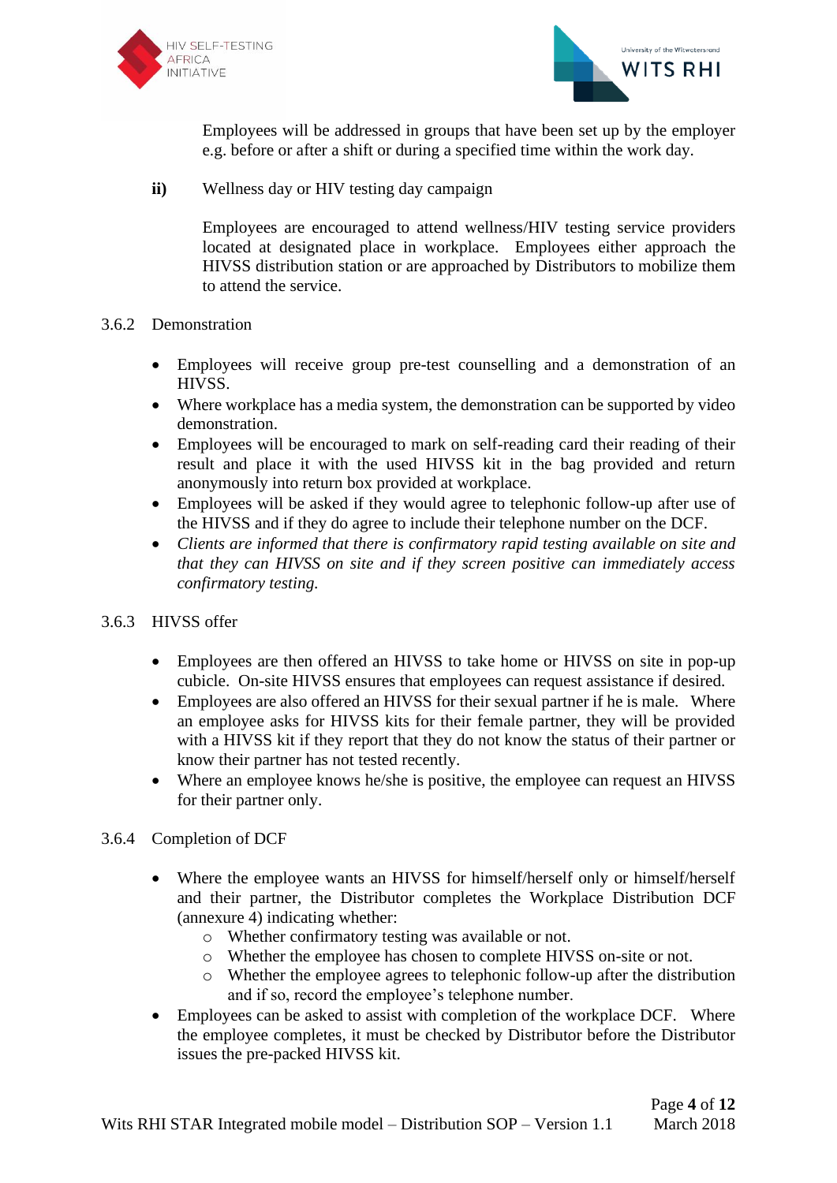Employees will be addressed in groups that have been set up by the employer e.g. before or after a shift or during a specified time within the work day.

**ii)** Wellness day or HIV testing day campaign

Employees are encouraged to attend wellness/HIV testing service providers located at designated place in workplace. Employees either approach the HIVSS distribution station or are approached by Distributors to mobilize them to attend the service.

### 3.6.2 Demonstration

- Employees will receive group pre-test counselling and a demonstration of an HIVSS.
- Where workplace has a media system, the demonstration can be supported by video demonstration.
- Employees will be encouraged to mark on self-reading card their reading of their result and place it with the used HIVSS kit in the bag provided and return anonymously into return box provided at workplace.
- Employees will be asked if they would agree to telephonic follow-up after use of the HIVSS and if they do agree to include their telephone number on the DCF.
- *Clients are informed that there is confirmatory rapid testing available on site and that they can HIVSS on site and if they screen positive can immediately access confirmatory testing.*

### 3.6.3 HIVSS offer

- Employees are then offered an HIVSS to take home or HIVSS on site in pop-up cubicle. On-site HIVSS ensures that employees can request assistance if desired.
- Employees are also offered an HIVSS for their sexual partner if he is male. Where an employee asks for HIVSS kits for their female partner, they will be provided with a HIVSS kit if they report that they do not know the status of their partner or know their partner has not tested recently.
- Where an employee knows he/she is positive, the employee can request an HIVSS for their partner only.

### 3.6.4 Completion of DCF

- Where the employee wants an HIVSS for himself/herself only or himself/herself and their partner, the Distributor completes the Workplace Distribution DCF (annexure 4) indicating whether:
  - Whether confirmatory testing was available or not.
  - Whether the employee has chosen to complete HIVSS on-site or not.
  - Whether the employee agrees to telephonic follow-up after the distribution and if so, record the employee's telephone number.
- Employees can be asked to assist with completion of the workplace DCF. Where the employee completes, it must be checked by Distributor before the Distributor issues the pre-packed HIVSS kit.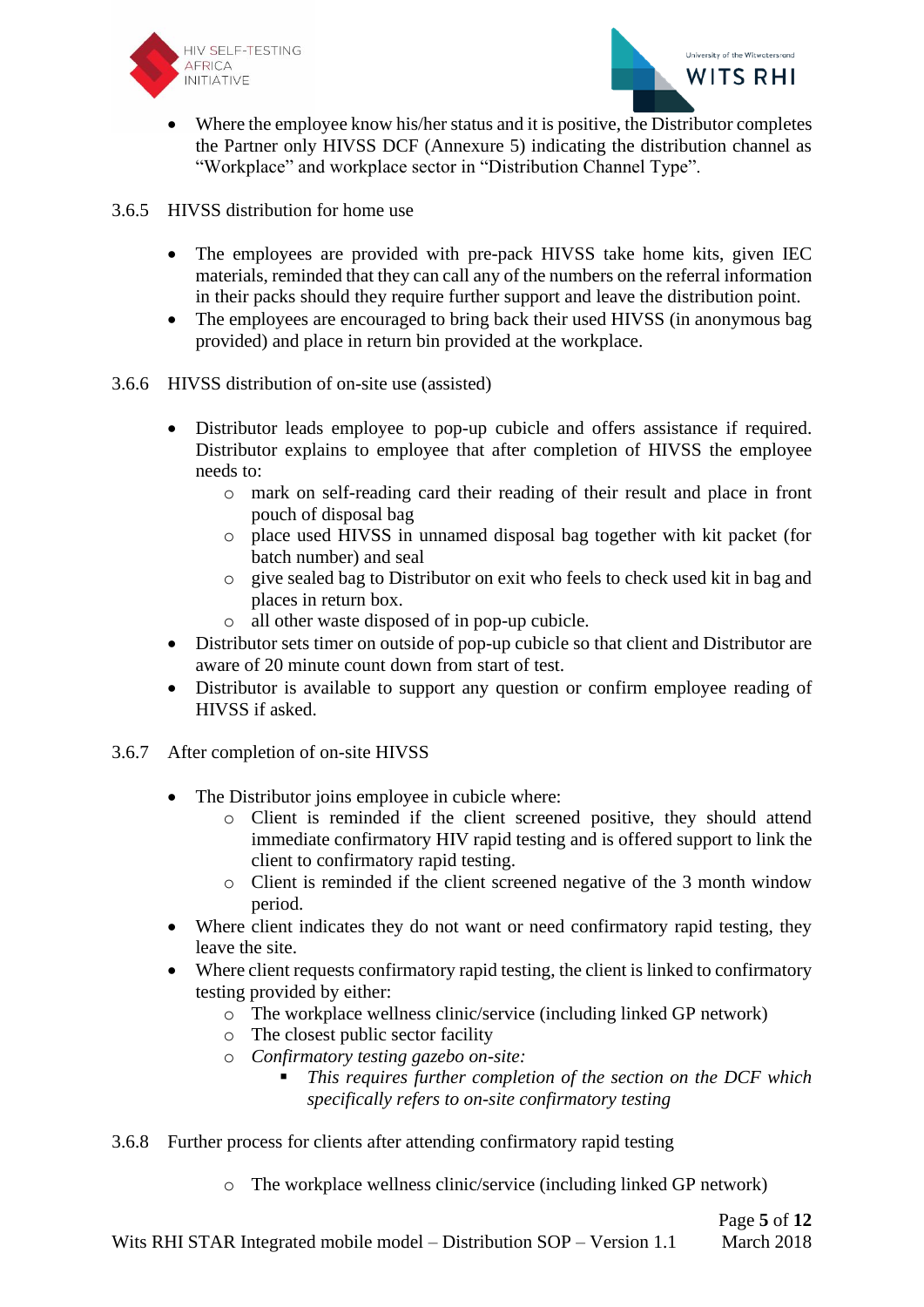- Where the employee know his/her status and it is positive, the Distributor completes the Partner only HIVSS DCF (Annexure 5) indicating the distribution channel as "Workplace" and workplace sector in "Distribution Channel Type".

3.6.5 HIVSS distribution for home use

- The employees are provided with pre-pack HIVSS take home kits, given IEC materials, reminded that they can call any of the numbers on the referral information in their packs should they require further support and leave the distribution point.
- The employees are encouraged to bring back their used HIVSS (in anonymous bag provided) and place in return bin provided at the workplace.

3.6.6 HIVSS distribution of on-site use (assisted)

- Distributor leads employee to pop-up cubicle and offers assistance if required. Distributor explains to employee that after completion of HIVSS the employee needs to:
  - mark on self-reading card their reading of their result and place in front pouch of disposal bag
  - place used HIVSS in unnamed disposal bag together with kit packet (for batch number) and seal
  - give sealed bag to Distributor on exit who feels to check used kit in bag and places in return box.
  - all other waste disposed of in pop-up cubicle.
- Distributor sets timer on outside of pop-up cubicle so that client and Distributor are aware of 20 minute count down from start of test.
- Distributor is available to support any question or confirm employee reading of HIVSS if asked.

3.6.7 After completion of on-site HIVSS

- The Distributor joins employee in cubicle where:
  - Client is reminded if the client screened positive, they should attend immediate confirmatory HIV rapid testing and is offered support to link the client to confirmatory rapid testing.
  - Client is reminded if the client screened negative of the 3 month window period.
- Where client indicates they do not want or need confirmatory rapid testing, they leave the site.
- Where client requests confirmatory rapid testing, the client is linked to confirmatory testing provided by either:
  - The workplace wellness clinic/service (including linked GP network)
  - The closest public sector facility
  - *Confirmatory testing gazebo on-site:*
    - *This requires further completion of the section on the DCF which specifically refers to on-site confirmatory testing*

3.6.8 Further process for clients after attending confirmatory rapid testing

- The workplace wellness clinic/service (including linked GP network)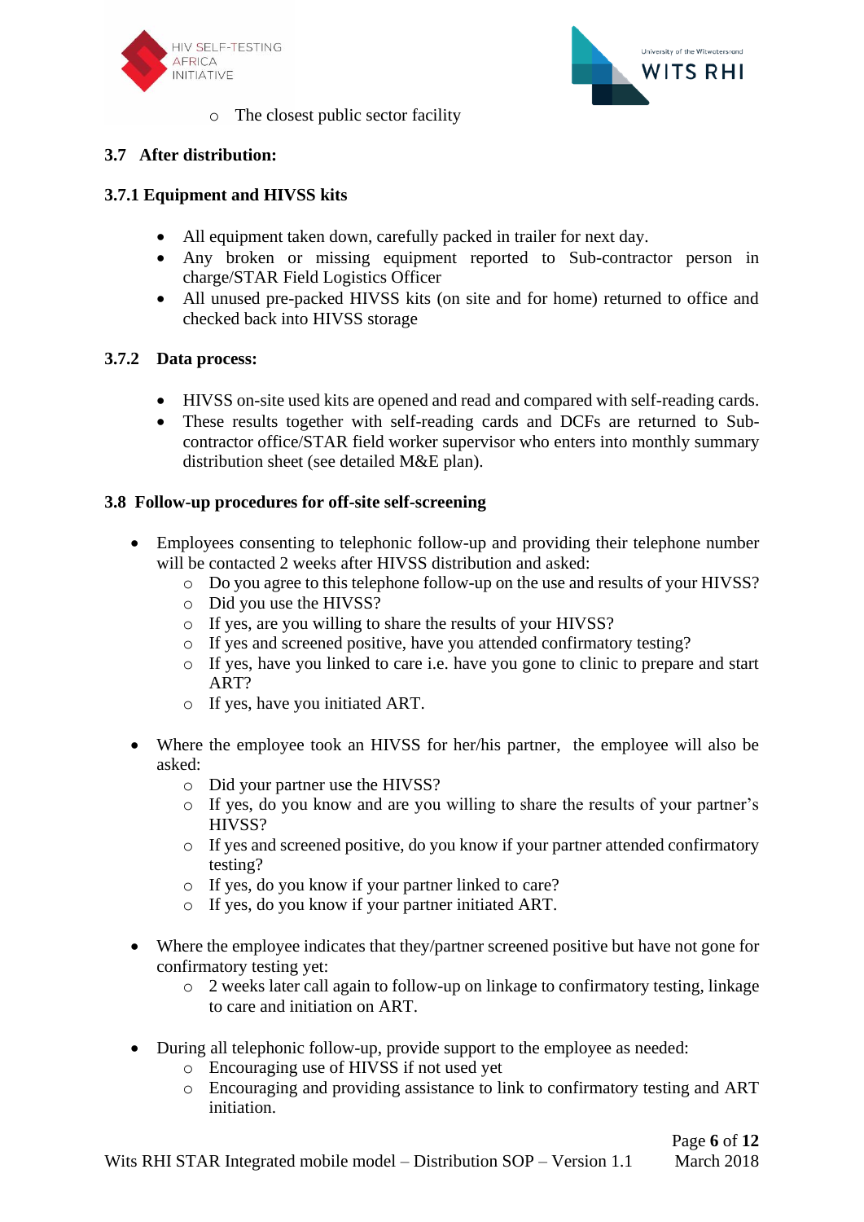- The closest public sector facility

### 3.7 After distribution:

#### 3.7.1 Equipment and HIVSS kits

- All equipment taken down, carefully packed in trailer for next day.
- Any broken or missing equipment reported to Sub-contractor person in charge/STAR Field Logistics Officer
- All unused pre-packed HIVSS kits (on site and for home) returned to office and checked back into HIVSS storage

#### 3.7.2 Data process:

- HIVSS on-site used kits are opened and read and compared with self-reading cards.
- These results together with self-reading cards and DCFs are returned to Sub-contractor office/STAR field worker supervisor who enters into monthly summary distribution sheet (see detailed M&E plan).

### 3.8 Follow-up procedures for off-site self-screening

- Employees consenting to telephonic follow-up and providing their telephone number will be contacted 2 weeks after HIVSS distribution and asked:
  - Do you agree to this telephone follow-up on the use and results of your HIVSS?
  - Did you use the HIVSS?
  - If yes, are you willing to share the results of your HIVSS?
  - If yes and screened positive, have you attended confirmatory testing?
  - If yes, have you linked to care i.e. have you gone to clinic to prepare and start ART?
  - If yes, have you initiated ART.

- Where the employee took an HIVSS for her/his partner, the employee will also be asked:
  - Did your partner use the HIVSS?
  - If yes, do you know and are you willing to share the results of your partner's HIVSS?
  - If yes and screened positive, do you know if your partner attended confirmatory testing?
  - If yes, do you know if your partner linked to care?
  - If yes, do you know if your partner initiated ART.

- Where the employee indicates that they/partner screened positive but have not gone for confirmatory testing yet:
  - 2 weeks later call again to follow-up on linkage to confirmatory testing, linkage to care and initiation on ART.

- During all telephonic follow-up, provide support to the employee as needed:
  - Encouraging use of HIVSS if not used yet
  - Encouraging and providing assistance to link to confirmatory testing and ART initiation.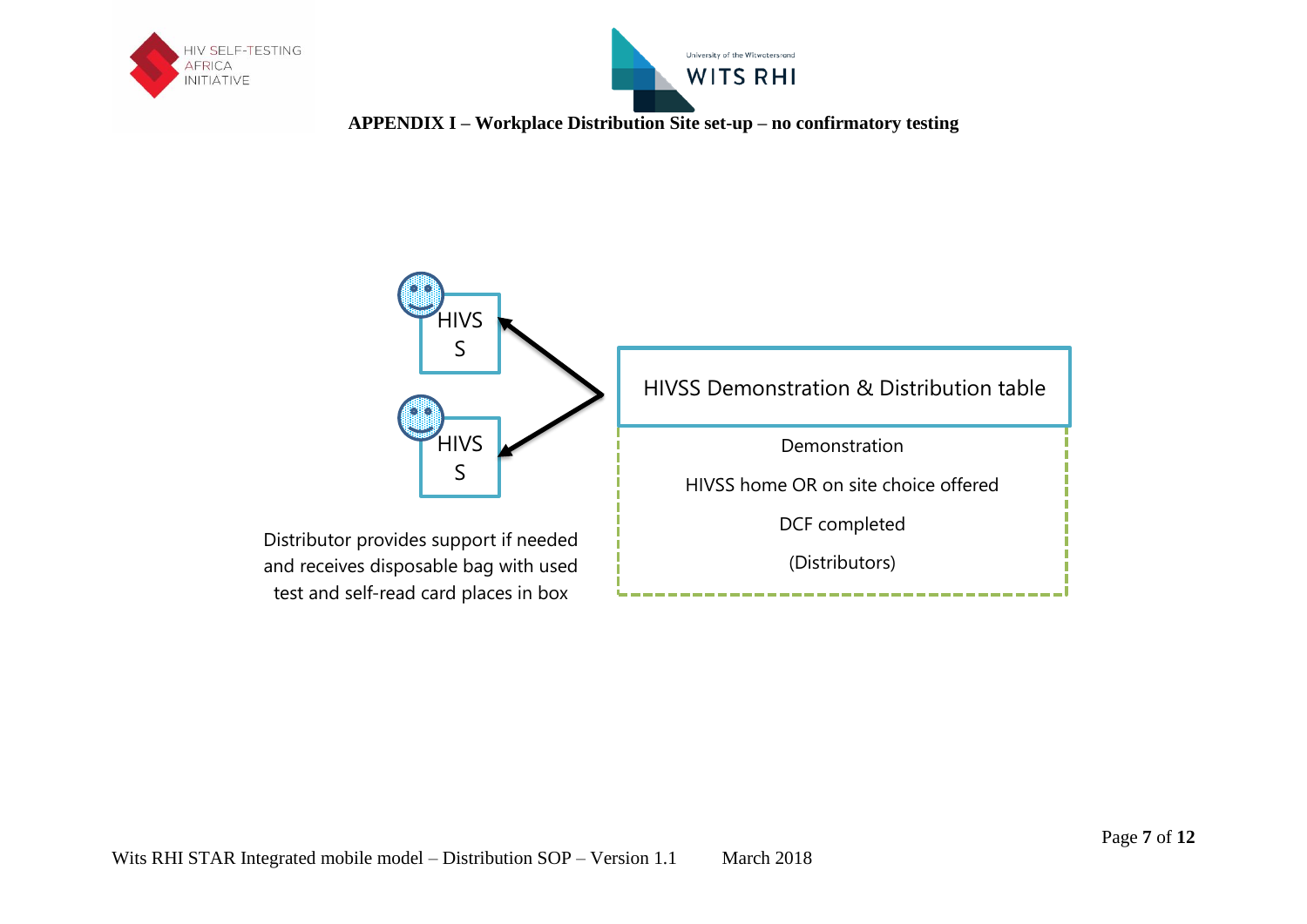**APPENDIX I – Workplace Distribution Site set-up – no confirmatory testing**

HIVSS

HIVSS

Distributor provides support if needed and receives disposable bag with used test and self-read card places in box

HIVSS Demonstration & Distribution table

Demonstration

HIVSS home OR on site choice offered

DCF completed

(Distributors)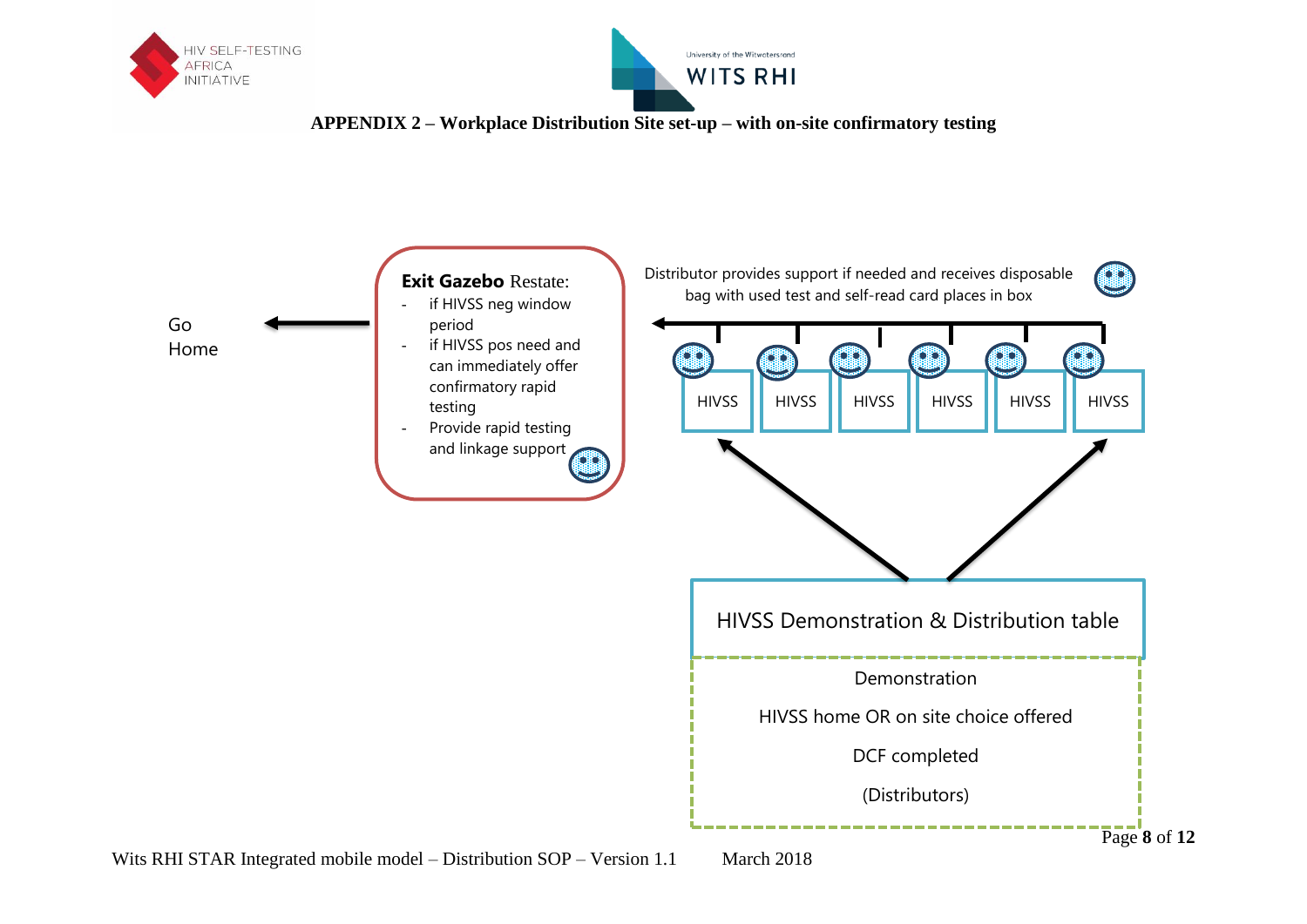**APPENDIX 2 – Workplace Distribution Site set-up – with on-site confirmatory testing**

Go Home

**Exit Gazebo** Restate:

- if HIVSS neg window period
- if HIVSS pos need and can immediately offer confirmatory rapid testing
- Provide rapid testing and linkage support

Distributor provides support if needed and receives disposable bag with used test and self-read card places in box

HIVSS | HIVSS | HIVSS | HIVSS | HIVSS | HIVSS

HIVSS Demonstration & Distribution table

Demonstration

HIVSS home OR on site choice offered

DCF completed

(Distributors)

Wits RHI STAR Integrated mobile model – Distribution SOP – Version 1.1 March 2018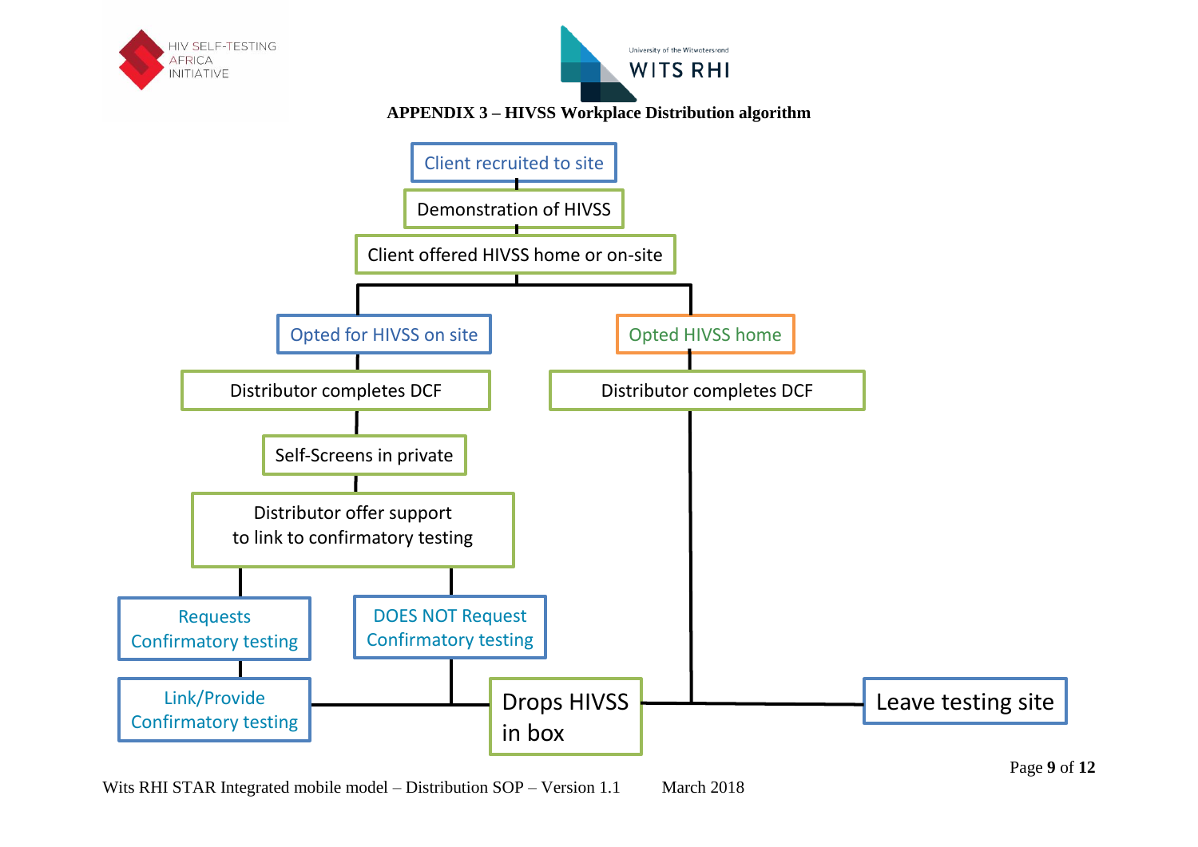**APPENDIX 3 – HIVSS Workplace Distribution algorithm**

- Client recruited to site
- Demonstration of HIVSS
- Client offered HIVSS home or on-site
  - Opted for HIVSS on site
    - Distributor completes DCF
    - Self-Screens in private
    - Distributor offer support to link to confirmatory testing
      - Requests Confirmatory testing
        - Link/Provide Confirmatory testing
        - Drops HIVSS in box
      - DOES NOT Request Confirmatory testing
        - Drops HIVSS in box
  - Opted HIVSS home
    - Distributor completes DCF
- Leave testing site

Wits RHI STAR Integrated mobile model – Distribution SOP – Version 1.1 March 2018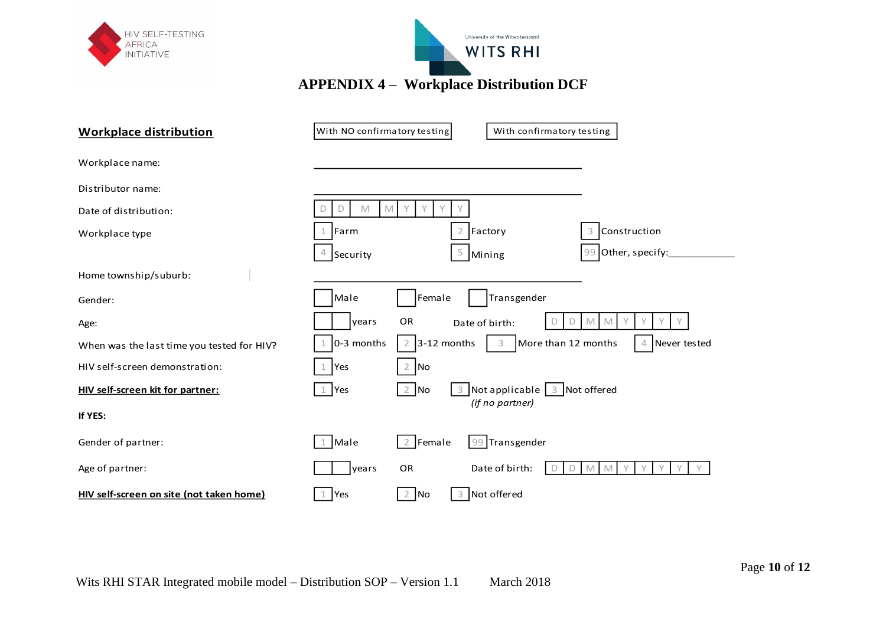# APPENDIX 4 – Workplace Distribution DCF

**Workplace distribution**

| | | | | |
|---|---|---|---|---|
| | With NO confirmatory testing | | With confirmatory testing | |
| Workplace name: | ______________________ | | | |
| Distributor name: | ______________________ | | | |
| Date of distribution: | D D M M Y Y Y Y | | | |
| Workplace type | 1 Farm | 2 Factory | 3 Construction | |
| | 4 Security | 5 Mining | 99 Other, specify:__________ | |
| Home township/suburb: | ______________________ | | | |
| Gender: | Male | Female | Transgender | |
| Age: | years | OR | Date of birth: D D M M Y Y Y Y | |
| When was the last time you tested for HIV? | 1 0-3 months | 2 3-12 months | 3 More than 12 months | 4 Never tested |
| HIV self-screen demonstration: | 1 Yes | 2 No | | |
| **HIV self-screen kit for partner:** | 1 Yes | 2 No | 3 Not applicable *(if no partner)* | 3 Not offered |
| **If YES:** | | | | |
| Gender of partner: | 1 Male | 2 Female | 99 Transgender | |
| Age of partner: | years | OR | Date of birth: D D M M Y Y Y Y Y | |
| **HIV self-screen on site (not taken home)** | 1 Yes | 2 No | 3 Not offered | |

Wits RHI STAR Integrated mobile model – Distribution SOP – Version 1.1 March 2018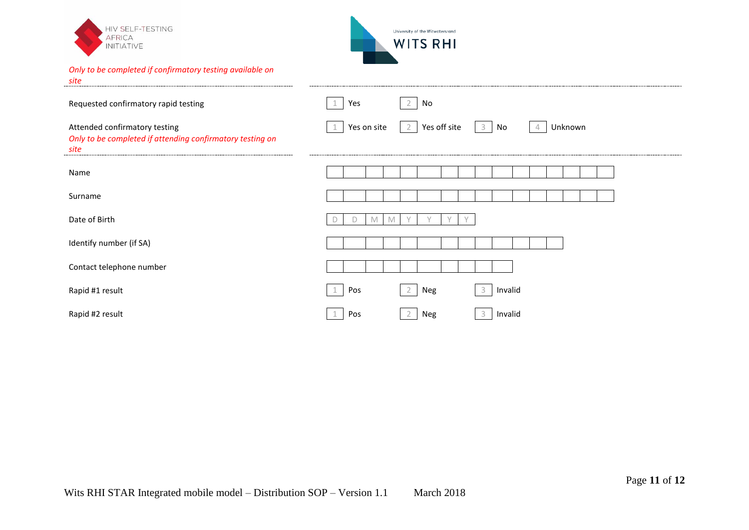*Only to be completed if confirmatory testing available on site*

| | |
|---|---|
| Requested confirmatory rapid testing | 1 Yes 2 No |
| Attended confirmatory testing | 1 Yes on site 2 Yes off site 3 No 4 Unknown |

*Only to be completed if attending confirmatory testing on site*

| | |
|---|---|
| Name | |
| Surname | |
| Date of Birth | D D M M Y Y Y Y |
| Identify number (if SA) | |
| Contact telephone number | |
| Rapid #1 result | 1 Pos 2 Neg 3 Invalid |
| Rapid #2 result | 1 Pos 2 Neg 3 Invalid |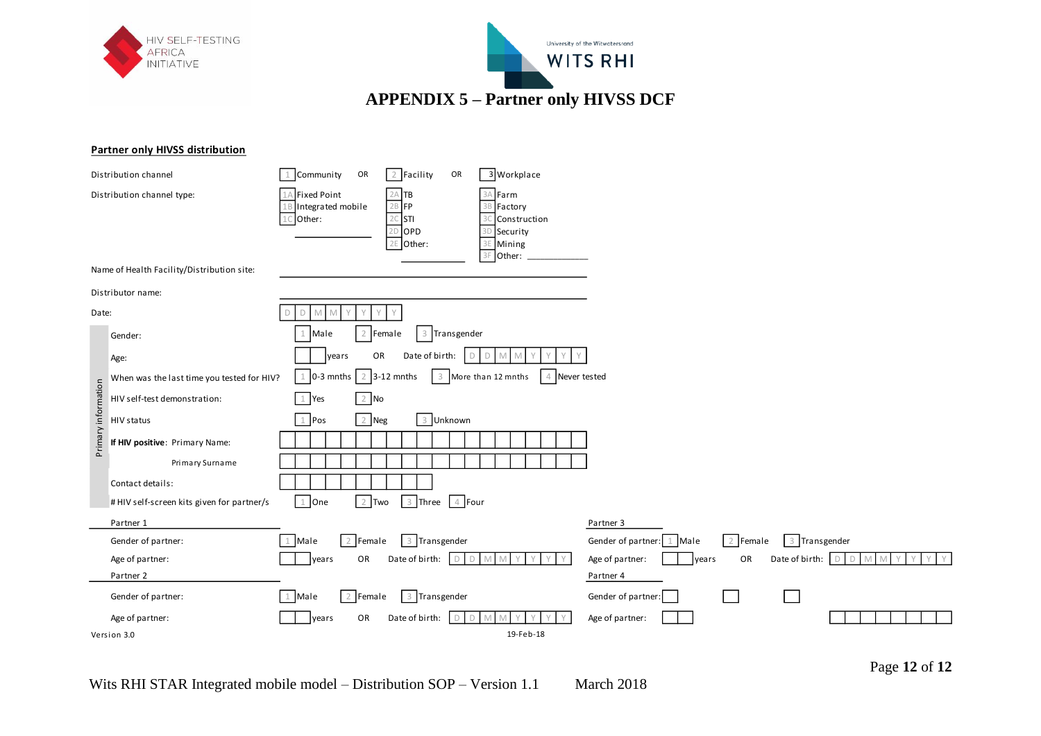# APPENDIX 5 – Partner only HIVSS DCF

## Partner only HIVSS distribution

Distribution channel: 1 Community OR 2 Facility OR 3 Workplace

Distribution channel type:

- 1A Fixed Point
- 1B Integrated mobile
- 1C Other: ____________
- 2A TB
- 2B FP
- 2C STI
- 2D OPD
- 2E Other: ____________
- 3A Farm
- 3B Factory
- 3C Construction
- 3D Security
- 3E Mining
- 3F Other: ____________

Name of Health Facility/Distribution site: ______________________________

Distributor name: ______________________________

Date: D D M M Y Y Y Y

**Primary information**

Gender: 1 Male 2 Female 3 Transgender

Age: ___ years OR Date of birth: D D M M Y Y Y Y

When was the last time you tested for HIV? 1 0-3 mnths 2 3-12 mnths 3 More than 12 mnths 4 Never tested

HIV self-test demonstration: 1 Yes 2 No

HIV status 1 Pos 2 Neg 3 Unknown

**If HIV positive**: Primary Name: ______________________________

Primary Surname ______________________________

Contact details: ______________________________

# HIV self-screen kits given for partner/s 1 One 2 Two 3 Three 4 Four

**Partner 1**

Gender of partner: 1 Male 2 Female 3 Transgender

Age of partner: ___ years OR Date of birth: D D M M Y Y Y Y

**Partner 2**

Gender of partner: 1 Male 2 Female 3 Transgender

Age of partner: ___ years OR Date of birth: D D M M Y Y Y Y

**Partner 3**

Gender of partner: 1 Male 2 Female 3 Transgender

Age of partner: ___ years OR Date of birth: D D M M Y Y Y Y

**Partner 4**

Gender of partner: ___ ___ ___

Age of partner: ___ ___

Version 3.0 19-Feb-18

Wits RHI STAR Integrated mobile model – Distribution SOP – Version 1.1 March 2018